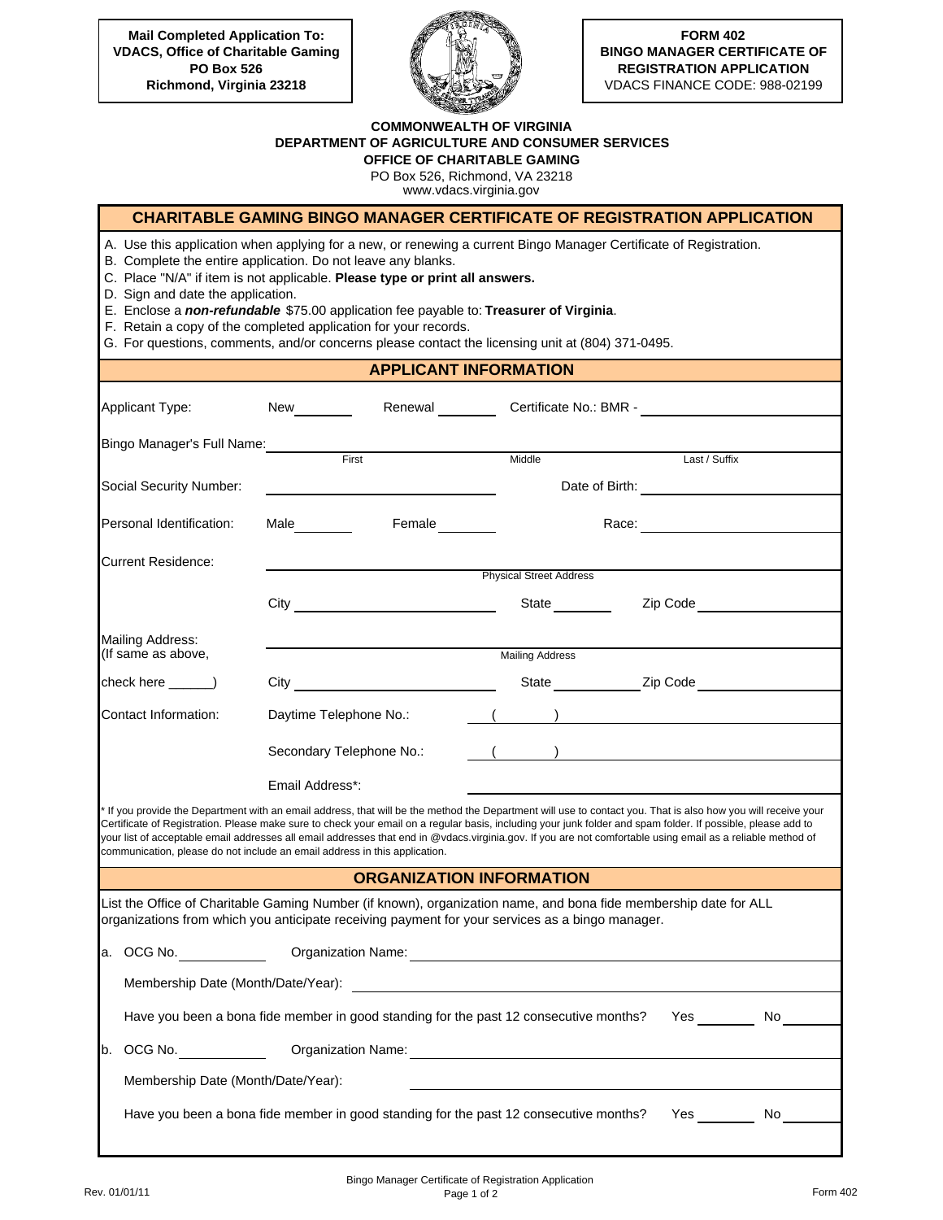**Mail Completed Application To:**
**VDACS, Office of Charitable Gaming**
**PO Box 526**
**Richmond, Virginia 23218**

**FORM 402**
**BINGO MANAGER CERTIFICATE OF REGISTRATION APPLICATION**
VDACS FINANCE CODE: 988-02199

**COMMONWEALTH OF VIRGINIA**
**DEPARTMENT OF AGRICULTURE AND CONSUMER SERVICES**
**OFFICE OF CHARITABLE GAMING**
PO Box 526, Richmond, VA 23218
www.vdacs.virginia.gov

## CHARITABLE GAMING BINGO MANAGER CERTIFICATE OF REGISTRATION APPLICATION

A. Use this application when applying for a new, or renewing a current Bingo Manager Certificate of Registration.
B. Complete the entire application. Do not leave any blanks.
C. Place "N/A" if item is not applicable. **Please type or print all answers.**
D. Sign and date the application.
E. Enclose a ***non-refundable*** $75.00 application fee payable to: **Treasurer of Virginia**.
F. Retain a copy of the completed application for your records.
G. For questions, comments, and/or concerns please contact the licensing unit at (804) 371-0495.

## APPLICANT INFORMATION

Applicant Type: New ________ Renewal ________ Certificate No.: BMR - ________________

Bingo Manager's Full Name: ____________________ ____________________ ____________________
First Middle Last / Suffix

Social Security Number: ____________________ Date of Birth: ____________________

Personal Identification: Male ________ Female ________ Race: ____________________

Current Residence: ________________________________________
Physical Street Address

City ____________________ State ________ Zip Code ____________

Mailing Address:
(If same as above, check here ______)
________________________________________
Mailing Address

City ____________________ State ________ Zip Code ____________

Contact Information: Daytime Telephone No.: (      ) ____________________

Secondary Telephone No.: (      ) ____________________

Email Address*: ____________________

\* If you provide the Department with an email address, that will be the method the Department will use to contact you. That is also how you will receive your Certificate of Registration. Please make sure to check your email on a regular basis, including your junk folder and spam folder. If possible, please add to your list of acceptable email addresses all email addresses that end in @vdacs.virginia.gov. If you are not comfortable using email as a reliable method of communication, please do not include an email address in this application.

## ORGANIZATION INFORMATION

List the Office of Charitable Gaming Number (if known), organization name, and bona fide membership date for ALL organizations from which you anticipate receiving payment for your services as a bingo manager.

a. OCG No. ____________ Organization Name: ____________________

Membership Date (Month/Date/Year): ____________________

Have you been a bona fide member in good standing for the past 12 consecutive months? Yes ________ No ________

b. OCG No. ____________ Organization Name: ____________________

Membership Date (Month/Date/Year): ____________________

Have you been a bona fide member in good standing for the past 12 consecutive months? Yes ________ No ________

Rev. 01/01/11 — Bingo Manager Certificate of Registration Application — Form 402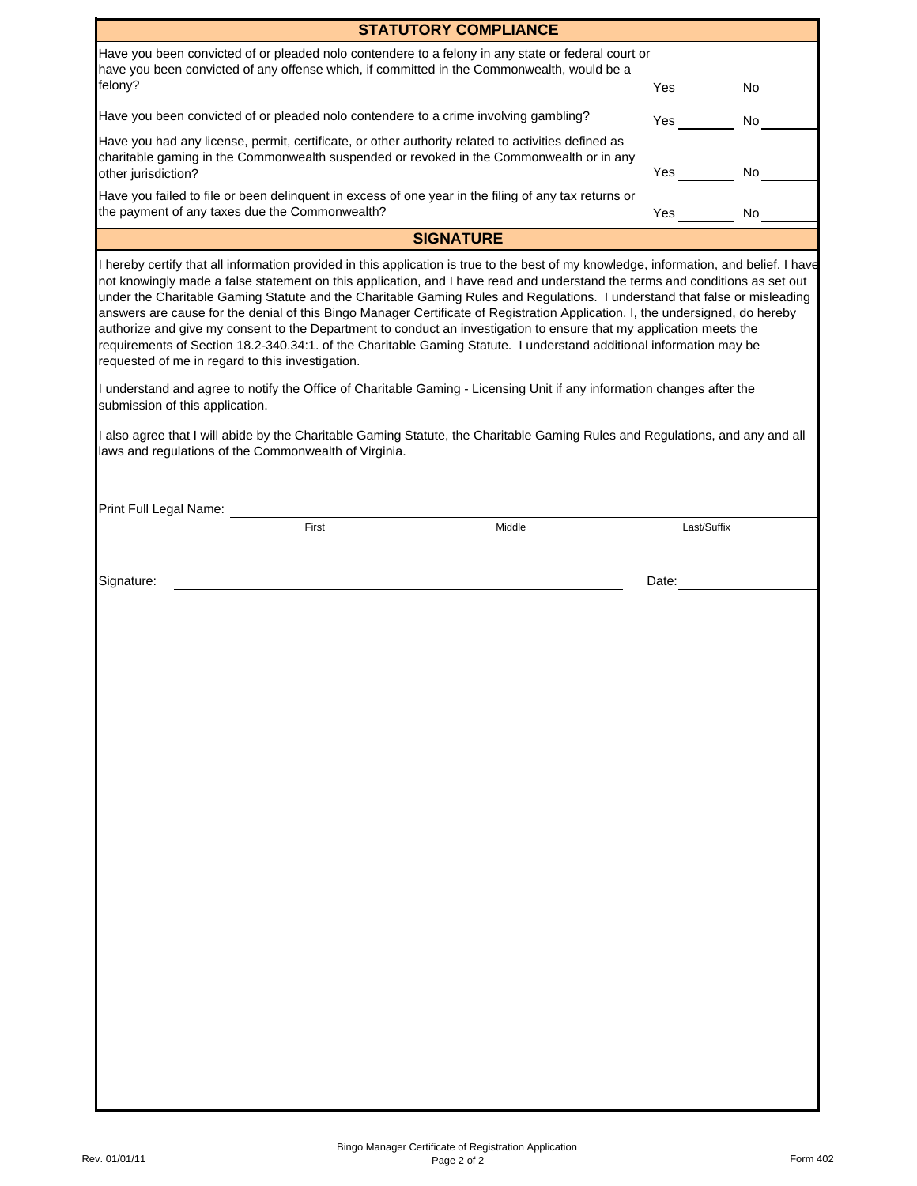## STATUTORY COMPLIANCE

| | | |
|---|---|---|
| Have you been convicted of or pleaded nolo contendere to a felony in any state or federal court or have you been convicted of any offense which, if committed in the Commonwealth, would be a felony? | Yes ________ | No ________ |
| Have you been convicted of or pleaded nolo contendere to a crime involving gambling? | Yes ________ | No ________ |
| Have you had any license, permit, certificate, or other authority related to activities defined as charitable gaming in the Commonwealth suspended or revoked in the Commonwealth or in any other jurisdiction? | Yes ________ | No ________ |
| Have you failed to file or been delinquent in excess of one year in the filing of any tax returns or the payment of any taxes due the Commonwealth? | Yes ________ | No ________ |

## SIGNATURE

I hereby certify that all information provided in this application is true to the best of my knowledge, information, and belief. I have not knowingly made a false statement on this application, and I have read and understand the terms and conditions as set out under the Charitable Gaming Statute and the Charitable Gaming Rules and Regulations. I understand that false or misleading answers are cause for the denial of this Bingo Manager Certificate of Registration Application. I, the undersigned, do hereby authorize and give my consent to the Department to conduct an investigation to ensure that my application meets the requirements of Section 18.2-340.34:1. of the Charitable Gaming Statute. I understand additional information may be requested of me in regard to this investigation.

I understand and agree to notify the Office of Charitable Gaming - Licensing Unit if any information changes after the submission of this application.

I also agree that I will abide by the Charitable Gaming Statute, the Charitable Gaming Rules and Regulations, and any and all laws and regulations of the Commonwealth of Virginia.

Print Full Legal Name: ______________________________________________________________

First | Middle | Last/Suffix

Signature: ______________________________________________ Date: ________________

Rev. 01/01/11

Bingo Manager Certificate of Registration Application

Form 402